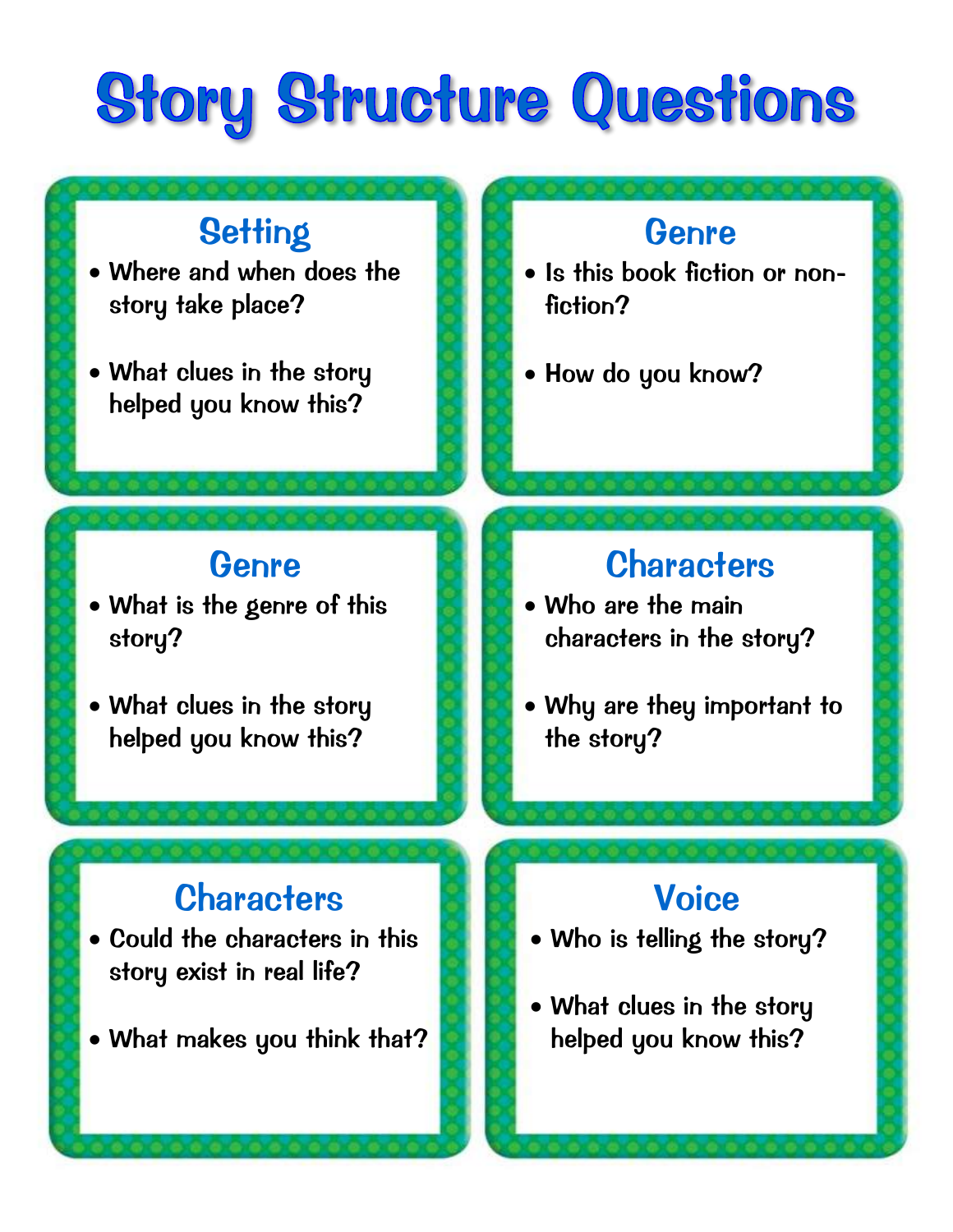# Story Structure Questions

## Setting

- Where and when does the story take place?
- What clues in the story helped you know this?

## Genre

- Is this book fiction or non-fiction?
- How do you know?

## Genre

- What is the genre of this story?
- What clues in the story helped you know this?

## Characters

- Who are the main characters in the story?
- Why are they important to the story?

## Characters

- Could the characters in this story exist in real life?
- What makes you think that?

## Voice

- Who is telling the story?
- What clues in the story helped you know this?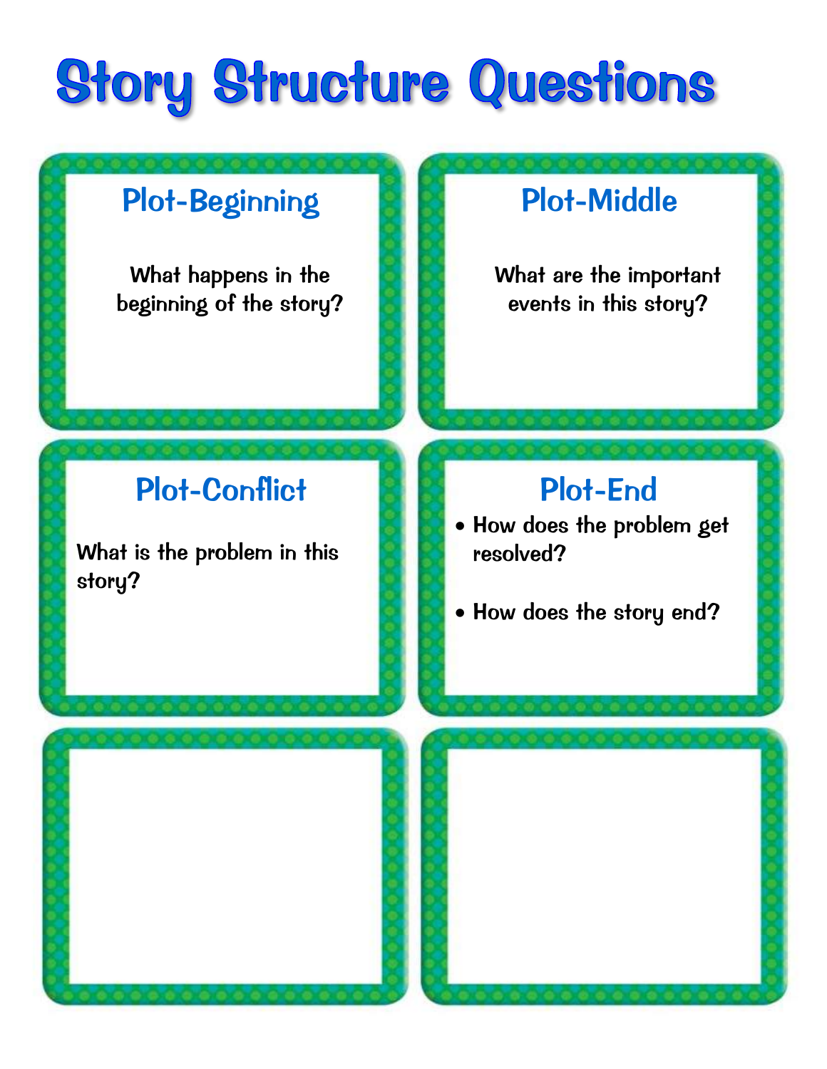# Story Structure Questions

## Plot-Beginning

What happens in the beginning of the story?

## Plot-Middle

What are the important events in this story?

## Plot-Conflict

What is the problem in this story?

## Plot-End

- How does the problem get resolved?
- How does the story end?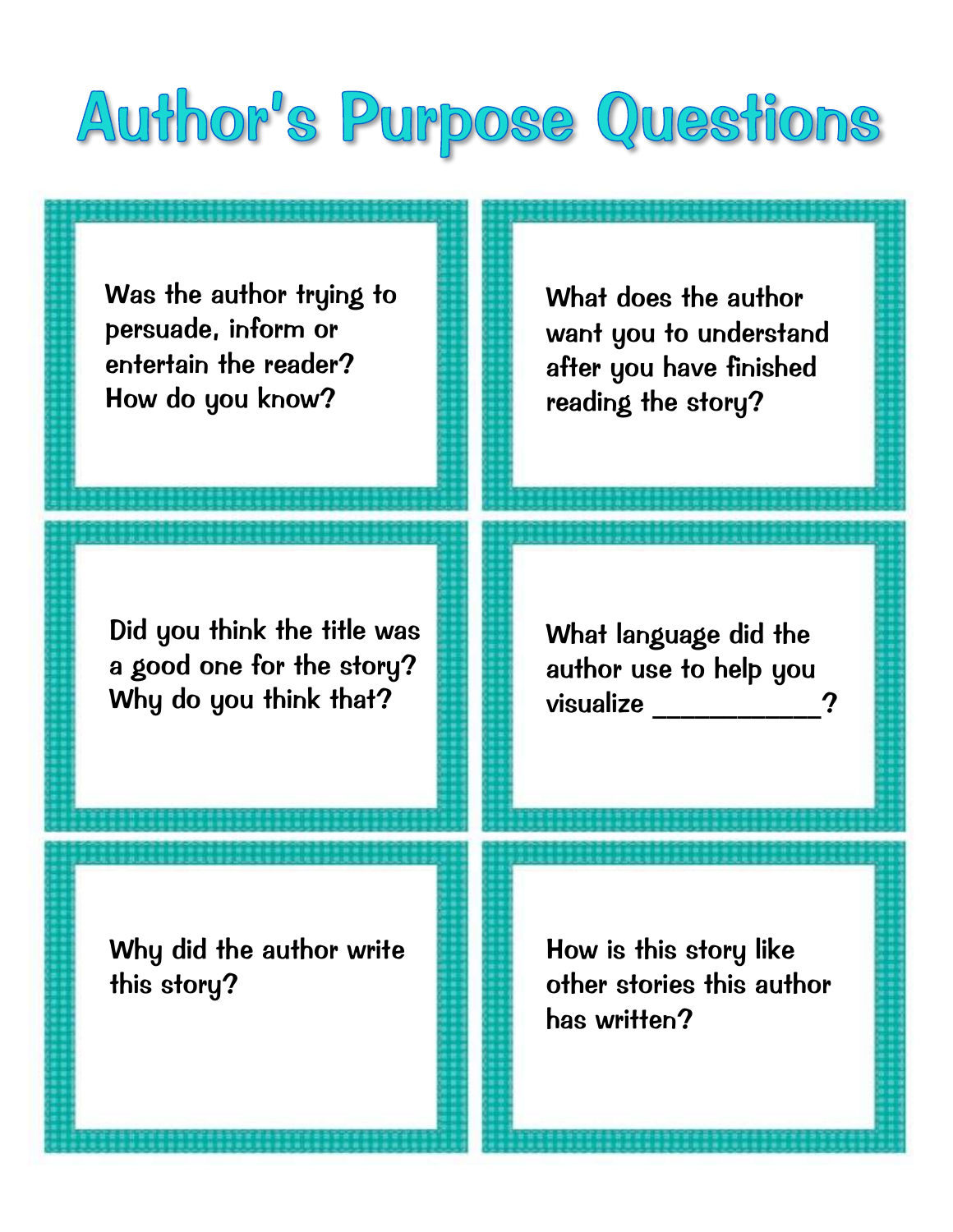# Author's Purpose Questions

Was the author trying to persuade, inform or entertain the reader? How do you know?

What does the author want you to understand after you have finished reading the story?

Did you think the title was a good one for the story? Why do you think that?

What language did the author use to help you visualize ___________?

Why did the author write this story?

How is this story like other stories this author has written?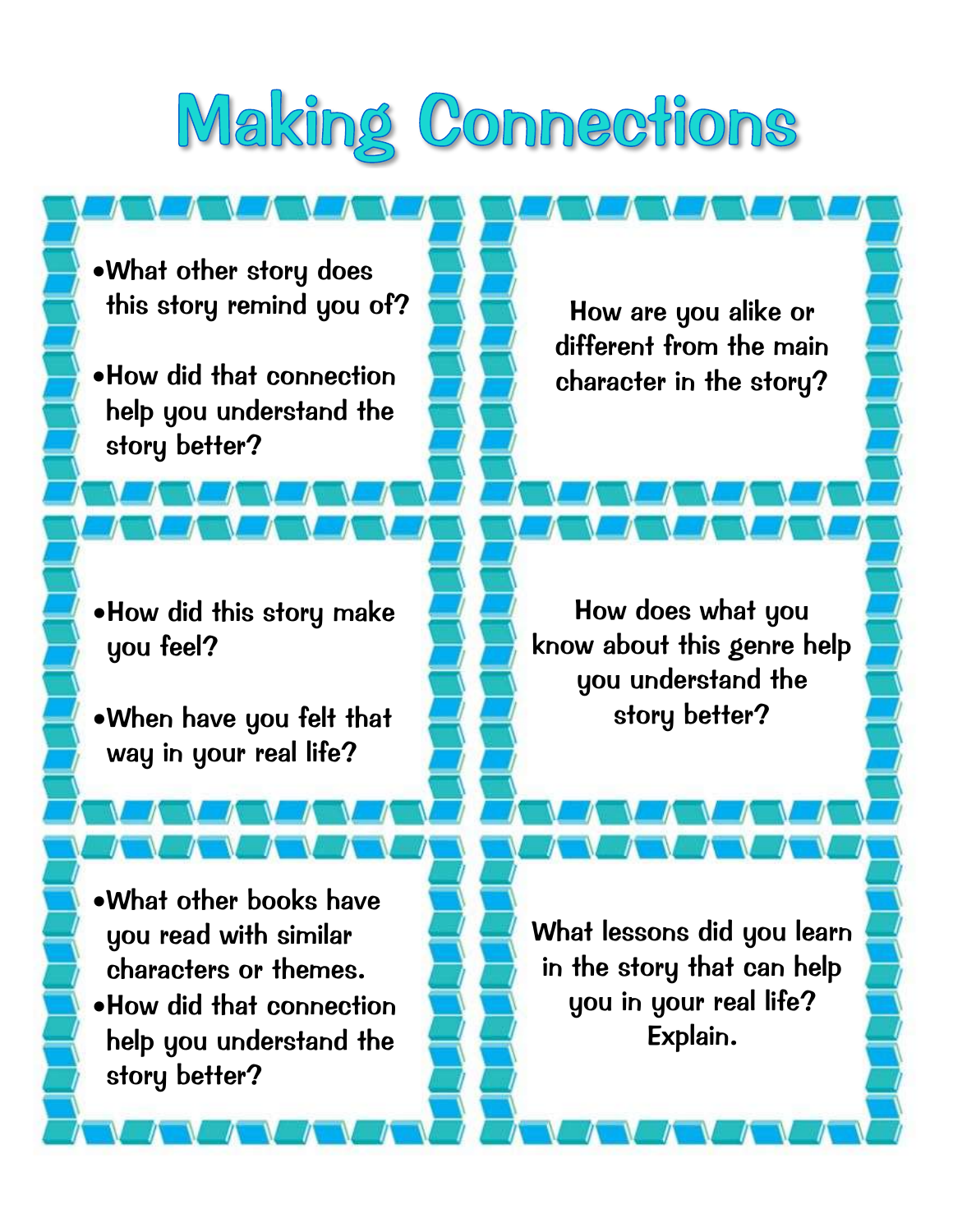# Making Connections

- What other story does this story remind you of?
- How did that connection help you understand the story better?

How are you alike or different from the main character in the story?

- How did this story make you feel?
- When have you felt that way in your real life?

How does what you know about this genre help you understand the story better?

- What other books have you read with similar characters or themes.
- How did that connection help you understand the story better?

What lessons did you learn in the story that can help you in your real life? Explain.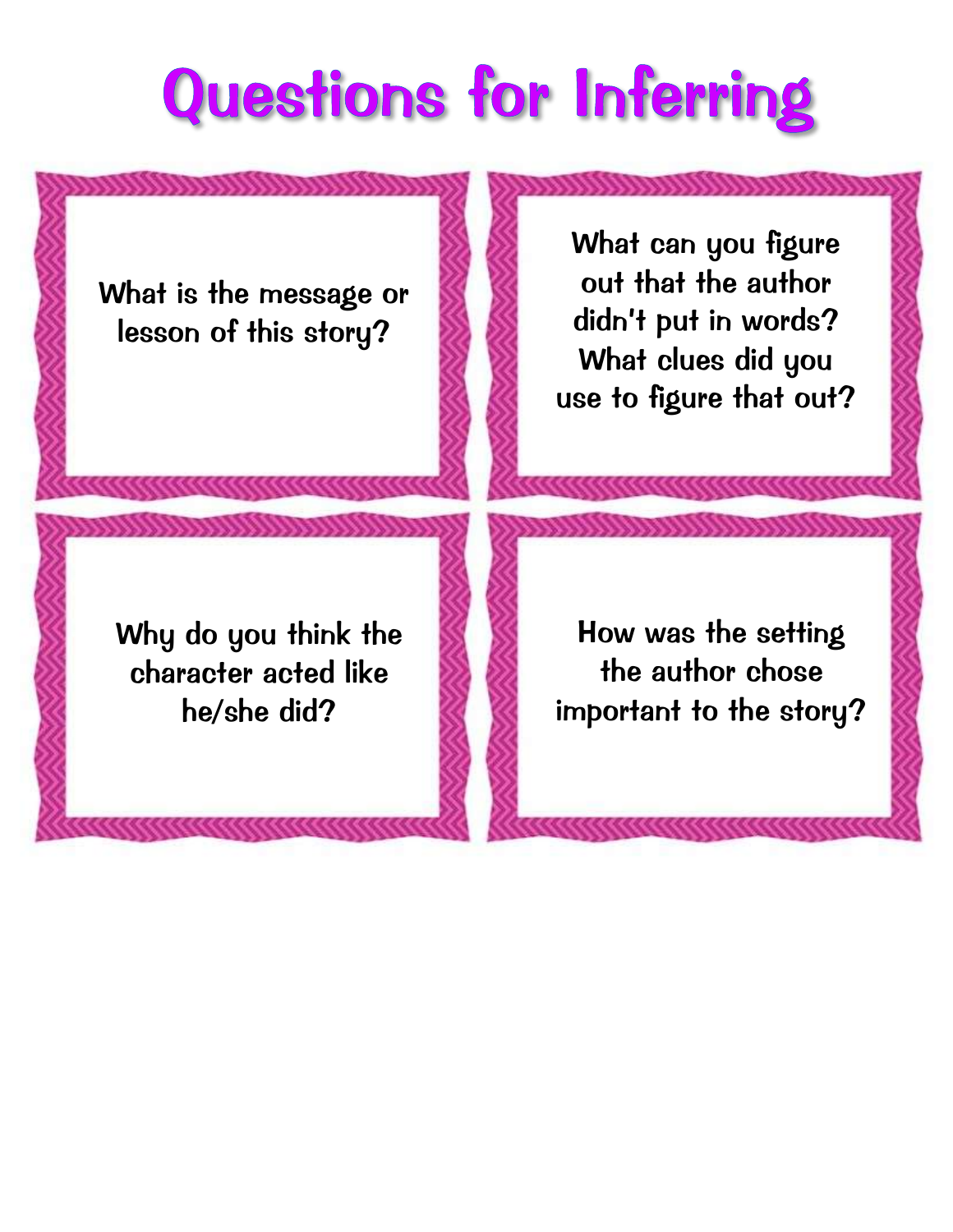# Questions for Inferring

What is the message or lesson of this story?

What can you figure out that the author didn't put in words? What clues did you use to figure that out?

Why do you think the character acted like he/she did?

How was the setting the author chose important to the story?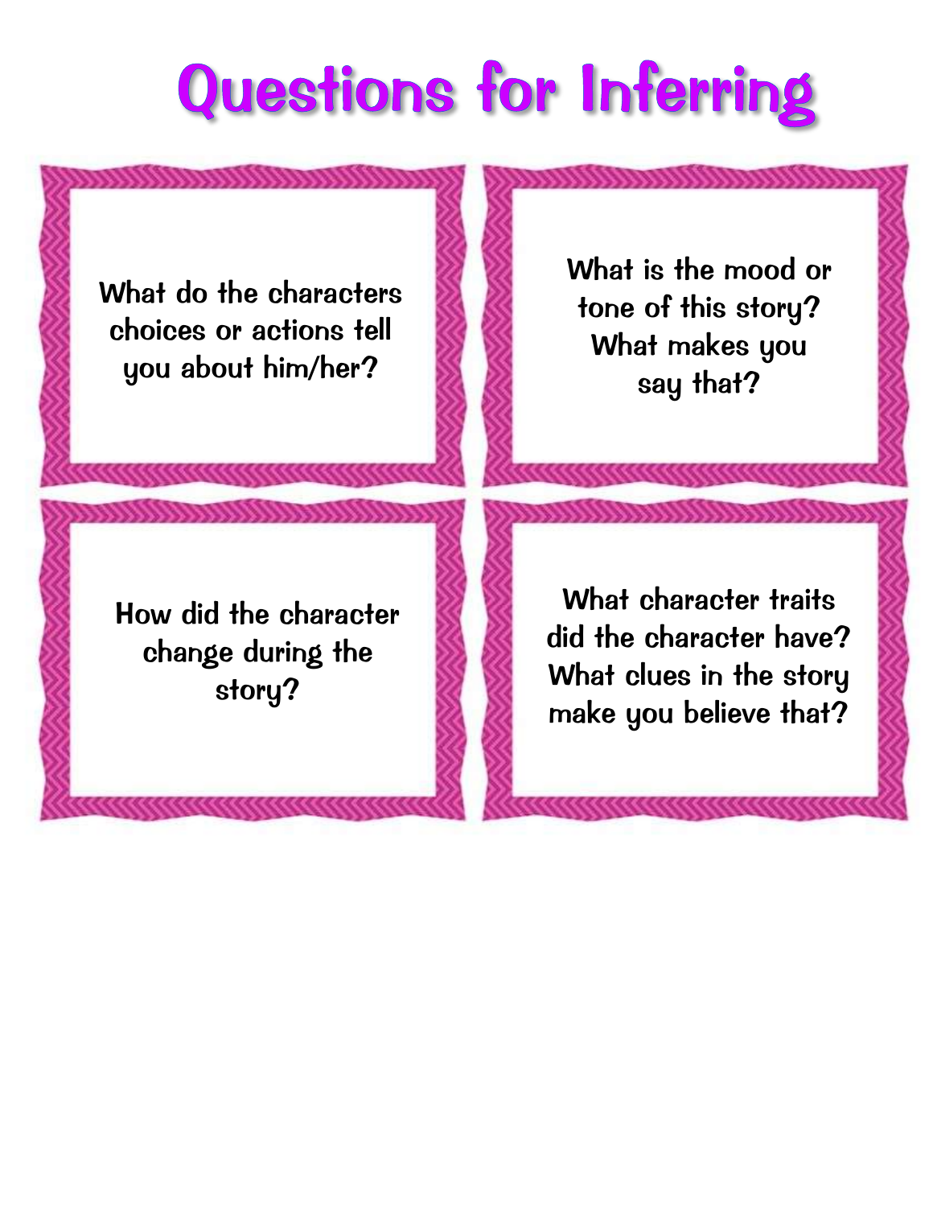# Questions for Inferring

What do the characters choices or actions tell you about him/her?

What is the mood or tone of this story? What makes you say that?

How did the character change during the story?

What character traits did the character have? What clues in the story make you believe that?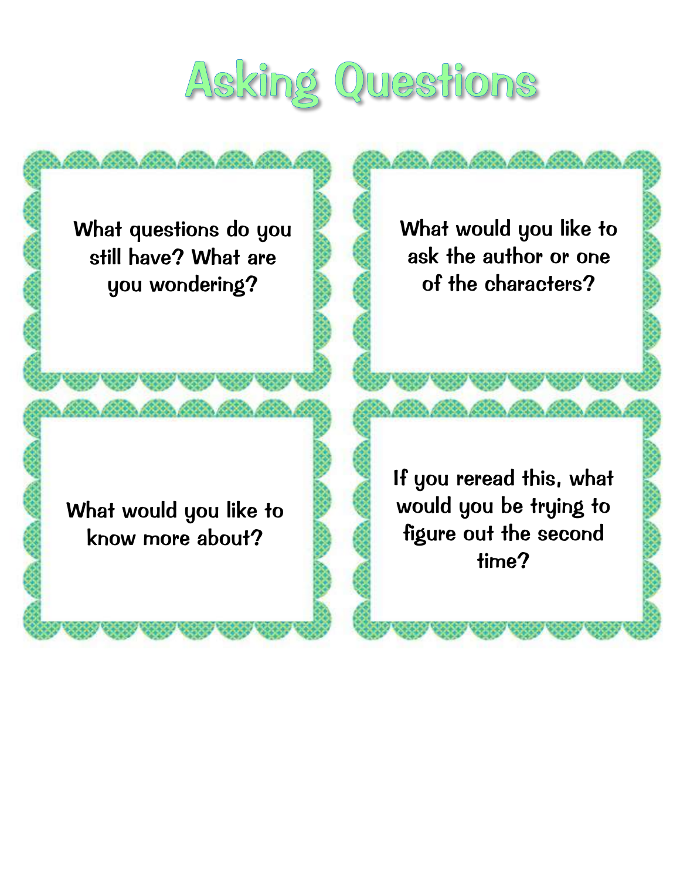# Asking Questions

What questions do you still have? What are you wondering?

What would you like to ask the author or one of the characters?

What would you like to know more about?

If you reread this, what would you be trying to figure out the second time?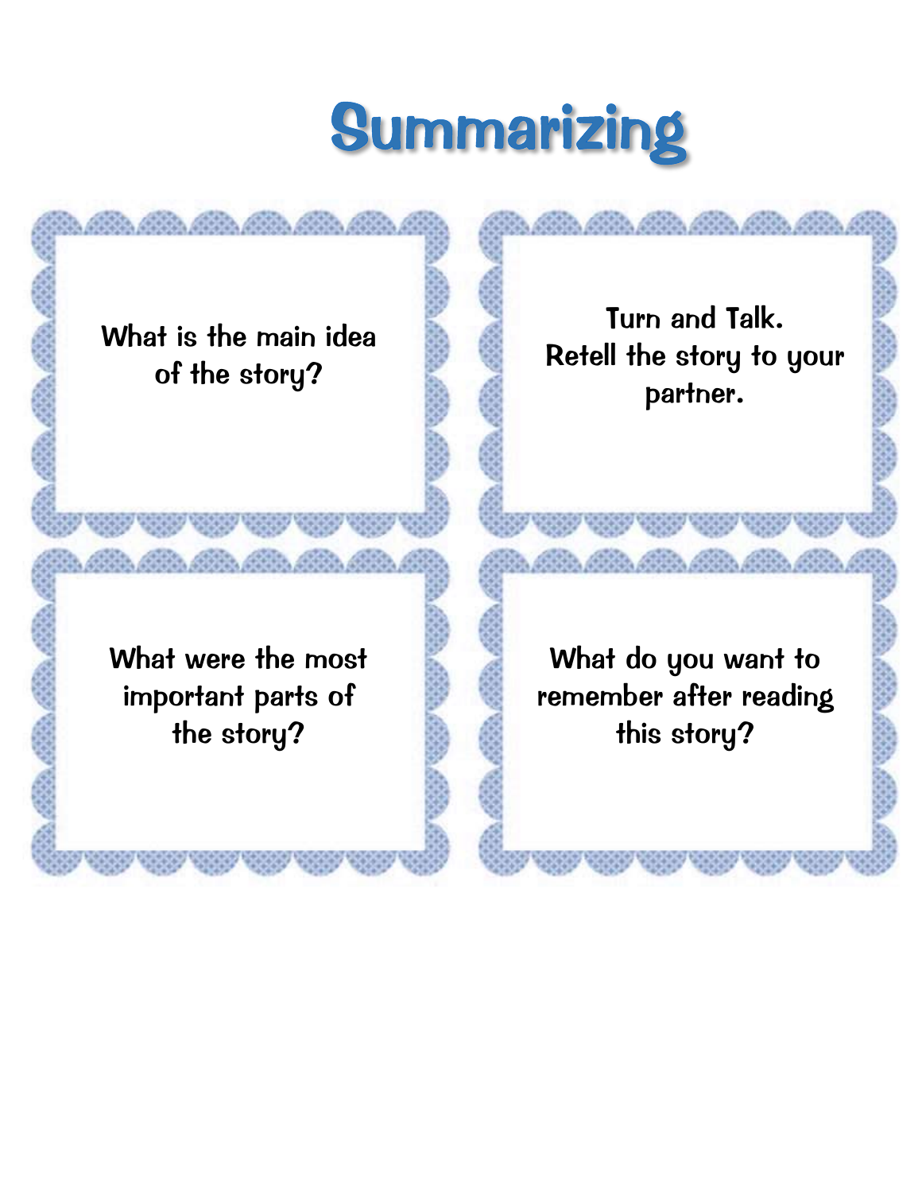# Summarizing

What is the main idea of the story?

Turn and Talk.
Retell the story to your partner.

What were the most important parts of the story?

What do you want to remember after reading this story?